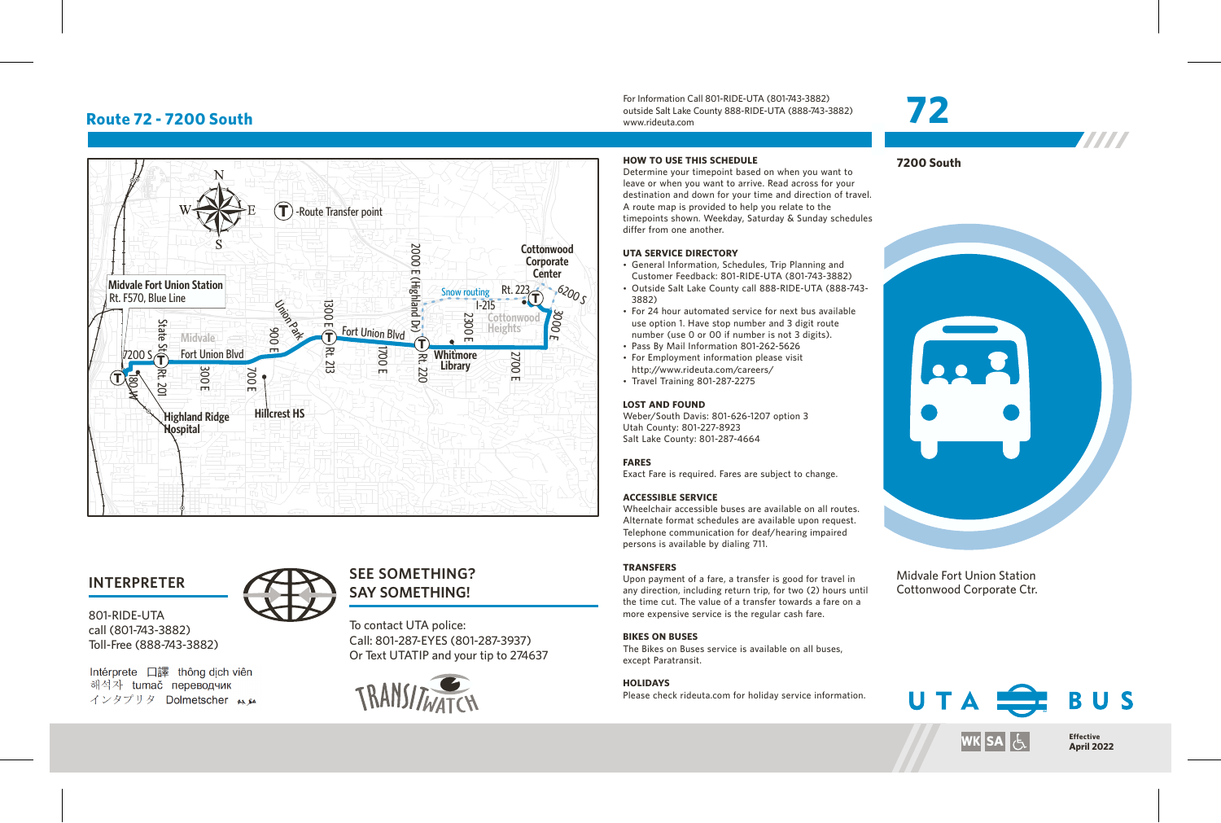# Route 72 - 7200 South

For Information Call 801-RIDE-UTA (801-743-3882)
outside Salt Lake County 888-RIDE-UTA (888-743-3882)
www.rideuta.com

# 72

**7200 South**

Midvale Fort Union Station
Cottonwood Corporate Ctr.

(T) -Route Transfer point

Midvale Fort Union Station
Rt. F570, Blue Line

Cottonwood Corporate Center

Snow routing

## HOW TO USE THIS SCHEDULE

Determine your timepoint based on when you want to leave or when you want to arrive. Read across for your destination and down for your time and direction of travel. A route map is provided to help you relate to the timepoints shown. Weekday, Saturday & Sunday schedules differ from one another.

## UTA SERVICE DIRECTORY

- General Information, Schedules, Trip Planning and Customer Feedback: 801-RIDE-UTA (801-743-3882)
- Outside Salt Lake County call 888-RIDE-UTA (888-743-3882)
- For 24 hour automated service for next bus available use option 1. Have stop number and 3 digit route number (use 0 or 00 if number is not 3 digits).
- Pass By Mail Information 801-262-5626
- For Employment information please visit http://www.rideuta.com/careers/
- Travel Training 801-287-2275

## LOST AND FOUND

Weber/South Davis: 801-626-1207 option 3
Utah County: 801-227-8923
Salt Lake County: 801-287-4664

## FARES

Exact Fare is required. Fares are subject to change.

## ACCESSIBLE SERVICE

Wheelchair accessible buses are available on all routes. Alternate format schedules are available upon request. Telephone communication for deaf/hearing impaired persons is available by dialing 711.

## TRANSFERS

Upon payment of a fare, a transfer is good for travel in any direction, including return trip, for two (2) hours until the time cut. The value of a transfer towards a fare on a more expensive service is the regular cash fare.

## BIKES ON BUSES

The Bikes on Buses service is available on all buses, except Paratransit.

## HOLIDAYS

Please check rideuta.com for holiday service information.

## INTERPRETER

801-RIDE-UTA
call (801-743-3882)
Toll-Free (888-743-3882)

Intérprete 口譯 thông dịch viên
해석자 tumač переводчик
インタプリタ Dolmetscher

## SEE SOMETHING? SAY SOMETHING!

To contact UTA police:
Call: 801-287-EYES (801-287-3937)
Or Text UTATIP and your tip to 274637

TRANSITWATCH

UTA BUS

WK SA

Effective
April 2022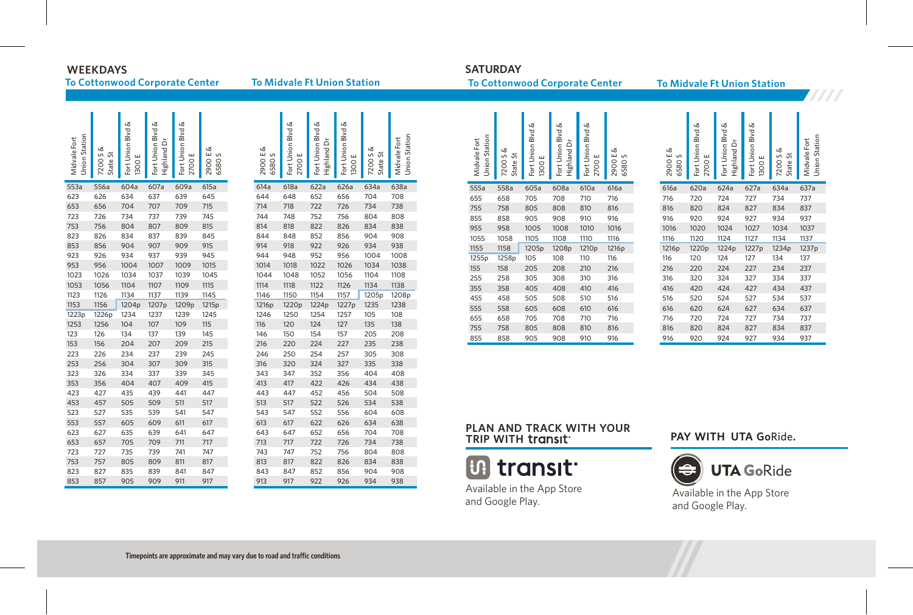## WEEKDAYS

### To Cottonwood Corporate Center

| Midvale Fort Union Station | 7200 S & State St | Fort Union Blvd & 1300 E | Fort Union Blvd & Highland Dr | Fort Union Blvd & 2700 E | 2900 E & 6580 S |
|---|---|---|---|---|---|
| 553a | 556a | 604a | 607a | 609a | 615a |
| 623 | 626 | 634 | 637 | 639 | 645 |
| 653 | 656 | 704 | 707 | 709 | 715 |
| 723 | 726 | 734 | 737 | 739 | 745 |
| 753 | 756 | 804 | 807 | 809 | 815 |
| 823 | 826 | 834 | 837 | 839 | 845 |
| 853 | 856 | 904 | 907 | 909 | 915 |
| 923 | 926 | 934 | 937 | 939 | 945 |
| 953 | 956 | 1004 | 1007 | 1009 | 1015 |
| 1023 | 1026 | 1034 | 1037 | 1039 | 1045 |
| 1053 | 1056 | 1104 | 1107 | 1109 | 1115 |
| 1123 | 1126 | 1134 | 1137 | 1139 | 1145 |
| 1153 | 1156 | 1204p | 1207p | 1209p | 1215p |
| 1223p | 1226p | 1234 | 1237 | 1239 | 1245 |
| 1253 | 1256 | 104 | 107 | 109 | 115 |
| 123 | 126 | 134 | 137 | 139 | 145 |
| 153 | 156 | 204 | 207 | 209 | 215 |
| 223 | 226 | 234 | 237 | 239 | 245 |
| 253 | 256 | 304 | 307 | 309 | 315 |
| 323 | 326 | 334 | 337 | 339 | 345 |
| 353 | 356 | 404 | 407 | 409 | 415 |
| 423 | 427 | 435 | 439 | 441 | 447 |
| 453 | 457 | 505 | 509 | 511 | 517 |
| 523 | 527 | 535 | 539 | 541 | 547 |
| 553 | 557 | 605 | 609 | 611 | 617 |
| 623 | 627 | 635 | 639 | 641 | 647 |
| 653 | 657 | 705 | 709 | 711 | 717 |
| 723 | 727 | 735 | 739 | 741 | 747 |
| 753 | 757 | 805 | 809 | 811 | 817 |
| 823 | 827 | 835 | 839 | 841 | 847 |
| 853 | 857 | 905 | 909 | 911 | 917 |

### To Midvale Ft Union Station

| 2900 E & 6580 S | Fort Union Blvd & 2700 E | Fort Union Blvd & Highland Dr | Fort Union Blvd & 1300 E | 7200 S & State St | Midvale Fort Union Station |
|---|---|---|---|---|---|
| 614a | 618a | 622a | 626a | 634a | 638a |
| 644 | 648 | 652 | 656 | 704 | 708 |
| 714 | 718 | 722 | 726 | 734 | 738 |
| 744 | 748 | 752 | 756 | 804 | 808 |
| 814 | 818 | 822 | 826 | 834 | 838 |
| 844 | 848 | 852 | 856 | 904 | 908 |
| 914 | 918 | 922 | 926 | 934 | 938 |
| 944 | 948 | 952 | 956 | 1004 | 1008 |
| 1014 | 1018 | 1022 | 1026 | 1034 | 1038 |
| 1044 | 1048 | 1052 | 1056 | 1104 | 1108 |
| 1114 | 1118 | 1122 | 1126 | 1134 | 1138 |
| 1146 | 1150 | 1154 | 1157 | 1205p | 1208p |
| 1216p | 1220p | 1224p | 1227p | 1235 | 1238 |
| 1246 | 1250 | 1254 | 1257 | 105 | 108 |
| 116 | 120 | 124 | 127 | 135 | 138 |
| 146 | 150 | 154 | 157 | 205 | 208 |
| 216 | 220 | 224 | 227 | 235 | 238 |
| 246 | 250 | 254 | 257 | 305 | 308 |
| 316 | 320 | 324 | 327 | 335 | 338 |
| 343 | 347 | 352 | 356 | 404 | 408 |
| 413 | 417 | 422 | 426 | 434 | 438 |
| 443 | 447 | 452 | 456 | 504 | 508 |
| 513 | 517 | 522 | 526 | 534 | 538 |
| 543 | 547 | 552 | 556 | 604 | 608 |
| 613 | 617 | 622 | 626 | 634 | 638 |
| 643 | 647 | 652 | 656 | 704 | 708 |
| 713 | 717 | 722 | 726 | 734 | 738 |
| 743 | 747 | 752 | 756 | 804 | 808 |
| 813 | 817 | 822 | 826 | 834 | 838 |
| 843 | 847 | 852 | 856 | 904 | 908 |
| 913 | 917 | 922 | 926 | 934 | 938 |

## SATURDAY

### To Cottonwood Corporate Center

| Midvale Fort Union Station | 7200 S & State St | Fort Union Blvd & 1300 E | Fort Union Blvd & Highland Dr | Fort Union Blvd & 2700 E | 2900 E & 6580 S |
|---|---|---|---|---|---|
| 555a | 558a | 605a | 608a | 610a | 616a |
| 655 | 658 | 705 | 708 | 710 | 716 |
| 755 | 758 | 805 | 808 | 810 | 816 |
| 855 | 858 | 905 | 908 | 910 | 916 |
| 955 | 958 | 1005 | 1008 | 1010 | 1016 |
| 1055 | 1058 | 1105 | 1108 | 1110 | 1116 |
| 1155 | 1158 | 1205p | 1208p | 1210p | 1216p |
| 1255p | 1258p | 105 | 108 | 110 | 116 |
| 155 | 158 | 205 | 208 | 210 | 216 |
| 255 | 258 | 305 | 308 | 310 | 316 |
| 355 | 358 | 405 | 408 | 410 | 416 |
| 455 | 458 | 505 | 508 | 510 | 516 |
| 555 | 558 | 605 | 608 | 610 | 616 |
| 655 | 658 | 705 | 708 | 710 | 716 |
| 755 | 758 | 805 | 808 | 810 | 816 |
| 855 | 858 | 905 | 908 | 910 | 916 |

### To Midvale Ft Union Station

| 2900 E & 6580 S | Fort Union Blvd & 2700 E | Fort Union Blvd & Highland Dr | Fort Union Blvd & 1300 E | 7200 S & State St | Midvale Fort Union Station |
|---|---|---|---|---|---|
| 616a | 620a | 624a | 627a | 634a | 637a |
| 716 | 720 | 724 | 727 | 734 | 737 |
| 816 | 820 | 824 | 827 | 834 | 837 |
| 916 | 920 | 924 | 927 | 934 | 937 |
| 1016 | 1020 | 1024 | 1027 | 1034 | 1037 |
| 1116 | 1120 | 1124 | 1127 | 1134 | 1137 |
| 1216p | 1220p | 1224p | 1227p | 1234p | 1237p |
| 116 | 120 | 124 | 127 | 134 | 137 |
| 216 | 220 | 224 | 227 | 234 | 237 |
| 316 | 320 | 324 | 327 | 334 | 337 |
| 416 | 420 | 424 | 427 | 434 | 437 |
| 516 | 520 | 524 | 527 | 534 | 537 |
| 616 | 620 | 624 | 627 | 634 | 637 |
| 716 | 720 | 724 | 727 | 734 | 737 |
| 816 | 820 | 824 | 827 | 834 | 837 |
| 916 | 920 | 924 | 927 | 934 | 937 |

## PLAN AND TRACK WITH YOUR TRIP WITH transit

transit

Available in the App Store and Google Play.

## PAY WITH UTA GoRide.

UTA GoRide

Available in the App Store and Google Play.

Timepoints are approximate and may vary due to road and traffic conditions